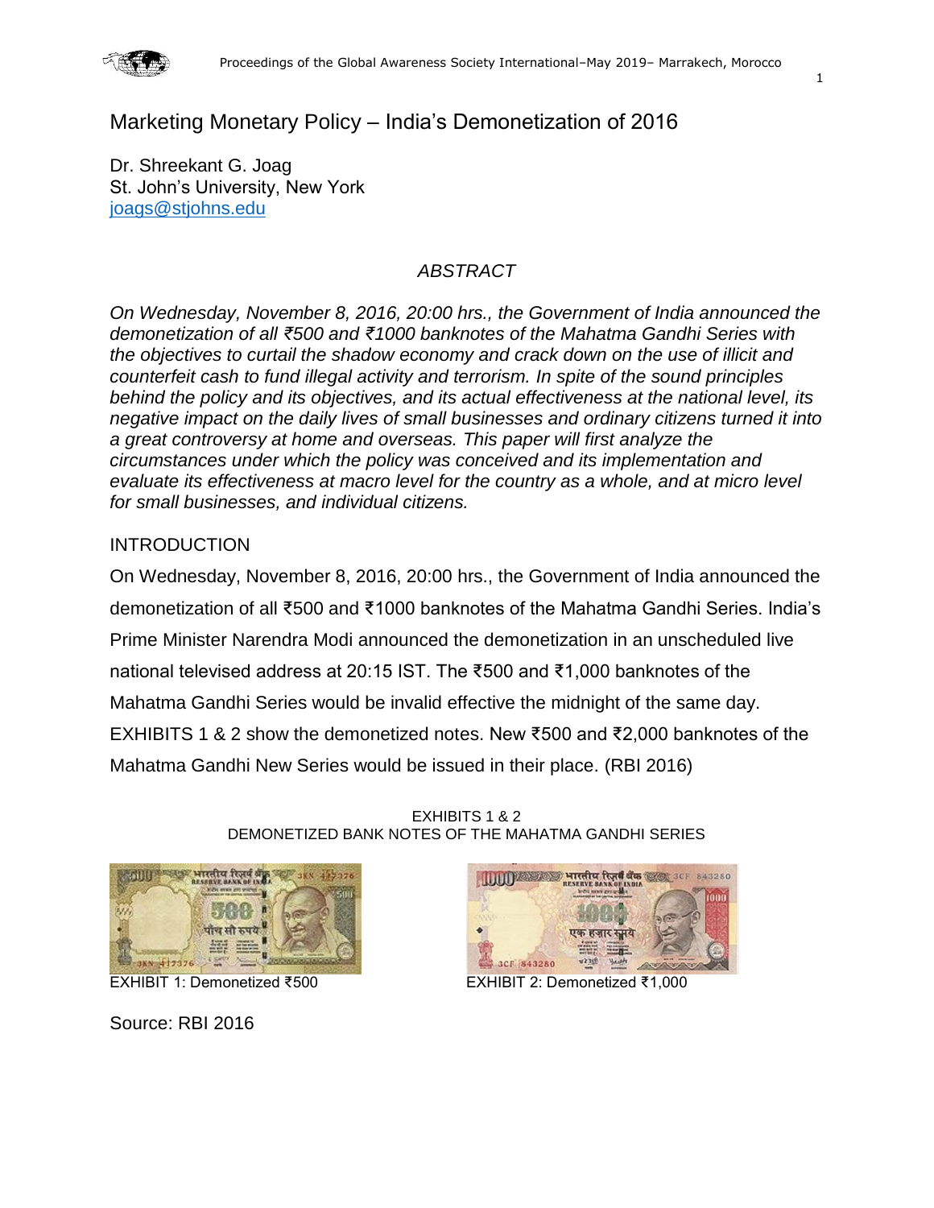# Marketing Monetary Policy – India's Demonetization of 2016

Dr. Shreekant G. Joag
St. John's University, New York
joags@stjohns.edu

## *ABSTRACT*

*On Wednesday, November 8, 2016, 20:00 hrs., the Government of India announced the demonetization of all ₹500 and ₹1000 banknotes of the Mahatma Gandhi Series with the objectives to curtail the shadow economy and crack down on the use of illicit and counterfeit cash to fund illegal activity and terrorism. In spite of the sound principles behind the policy and its objectives, and its actual effectiveness at the national level, its negative impact on the daily lives of small businesses and ordinary citizens turned it into a great controversy at home and overseas. This paper will first analyze the circumstances under which the policy was conceived and its implementation and evaluate its effectiveness at macro level for the country as a whole, and at micro level for small businesses, and individual citizens.*

## INTRODUCTION

On Wednesday, November 8, 2016, 20:00 hrs., the Government of India announced the demonetization of all ₹500 and ₹1000 banknotes of the Mahatma Gandhi Series. India's Prime Minister Narendra Modi announced the demonetization in an unscheduled live national televised address at 20:15 IST. The ₹500 and ₹1,000 banknotes of the Mahatma Gandhi Series would be invalid effective the midnight of the same day. EXHIBITS 1 & 2 show the demonetized notes. New ₹500 and ₹2,000 banknotes of the Mahatma Gandhi New Series would be issued in their place. (RBI 2016)

EXHIBITS 1 & 2
DEMONETIZED BANK NOTES OF THE MAHATMA GANDHI SERIES

EXHIBIT 1: Demonetized ₹500

EXHIBIT 2: Demonetized ₹1,000

Source: RBI 2016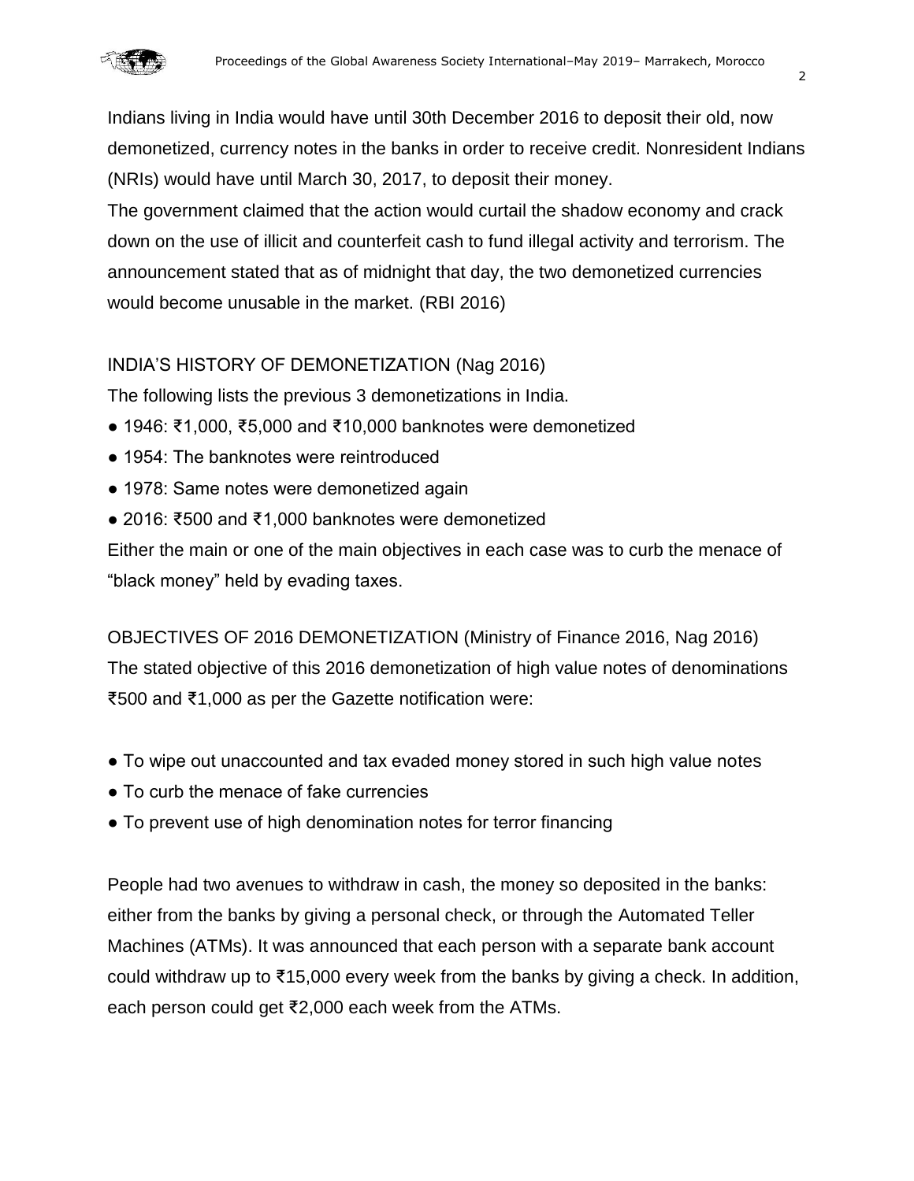Indians living in India would have until 30th December 2016 to deposit their old, now demonetized, currency notes in the banks in order to receive credit. Nonresident Indians (NRIs) would have until March 30, 2017, to deposit their money.

The government claimed that the action would curtail the shadow economy and crack down on the use of illicit and counterfeit cash to fund illegal activity and terrorism. The announcement stated that as of midnight that day, the two demonetized currencies would become unusable in the market. (RBI 2016)

## INDIA'S HISTORY OF DEMONETIZATION (Nag 2016)

The following lists the previous 3 demonetizations in India.

- 1946: ₹1,000, ₹5,000 and ₹10,000 banknotes were demonetized
- 1954: The banknotes were reintroduced
- 1978: Same notes were demonetized again
- 2016: ₹500 and ₹1,000 banknotes were demonetized

Either the main or one of the main objectives in each case was to curb the menace of "black money" held by evading taxes.

## OBJECTIVES OF 2016 DEMONETIZATION (Ministry of Finance 2016, Nag 2016)

The stated objective of this 2016 demonetization of high value notes of denominations ₹500 and ₹1,000 as per the Gazette notification were:

- To wipe out unaccounted and tax evaded money stored in such high value notes
- To curb the menace of fake currencies
- To prevent use of high denomination notes for terror financing

People had two avenues to withdraw in cash, the money so deposited in the banks: either from the banks by giving a personal check, or through the Automated Teller Machines (ATMs). It was announced that each person with a separate bank account could withdraw up to ₹15,000 every week from the banks by giving a check. In addition, each person could get ₹2,000 each week from the ATMs.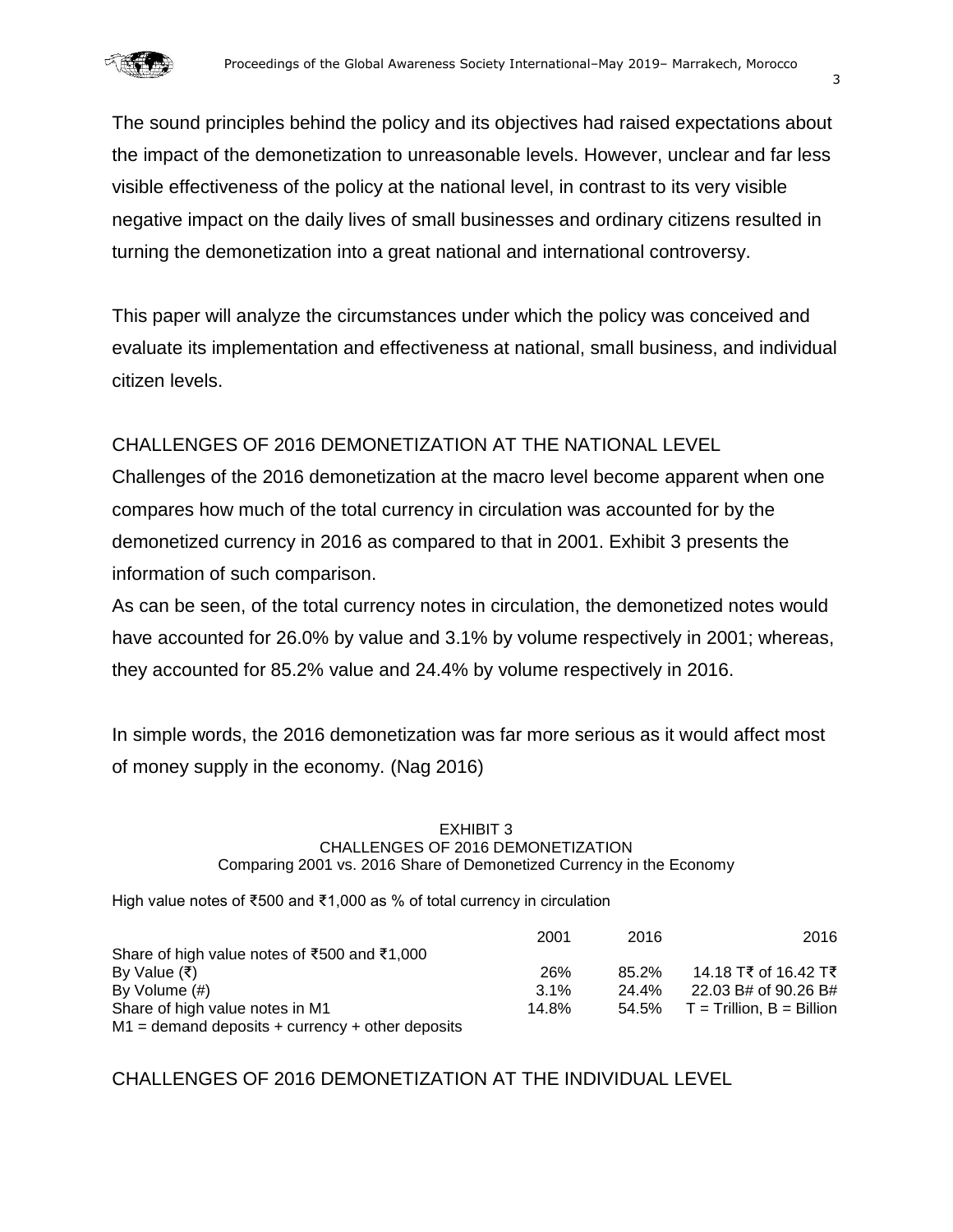The sound principles behind the policy and its objectives had raised expectations about the impact of the demonetization to unreasonable levels. However, unclear and far less visible effectiveness of the policy at the national level, in contrast to its very visible negative impact on the daily lives of small businesses and ordinary citizens resulted in turning the demonetization into a great national and international controversy.

This paper will analyze the circumstances under which the policy was conceived and evaluate its implementation and effectiveness at national, small business, and individual citizen levels.

## CHALLENGES OF 2016 DEMONETIZATION AT THE NATIONAL LEVEL

Challenges of the 2016 demonetization at the macro level become apparent when one compares how much of the total currency in circulation was accounted for by the demonetized currency in 2016 as compared to that in 2001. Exhibit 3 presents the information of such comparison.

As can be seen, of the total currency notes in circulation, the demonetized notes would have accounted for 26.0% by value and 3.1% by volume respectively in 2001; whereas, they accounted for 85.2% value and 24.4% by volume respectively in 2016.

In simple words, the 2016 demonetization was far more serious as it would affect most of money supply in the economy. (Nag 2016)

EXHIBIT 3
CHALLENGES OF 2016 DEMONETIZATION
Comparing 2001 vs. 2016 Share of Demonetized Currency in the Economy

High value notes of ₹500 and ₹1,000 as % of total currency in circulation

| | 2001 | 2016 | 2016 |
|---|---|---|---|
| Share of high value notes of ₹500 and ₹1,000 | | | |
| By Value (₹) | 26% | 85.2% | 14.18 T₹ of 16.42 T₹ |
| By Volume (#) | 3.1% | 24.4% | 22.03 B# of 90.26 B# |
| Share of high value notes in M1 | 14.8% | 54.5% | T = Trillion, B = Billion |
| M1 = demand deposits + currency + other deposits | | | |

## CHALLENGES OF 2016 DEMONETIZATION AT THE INDIVIDUAL LEVEL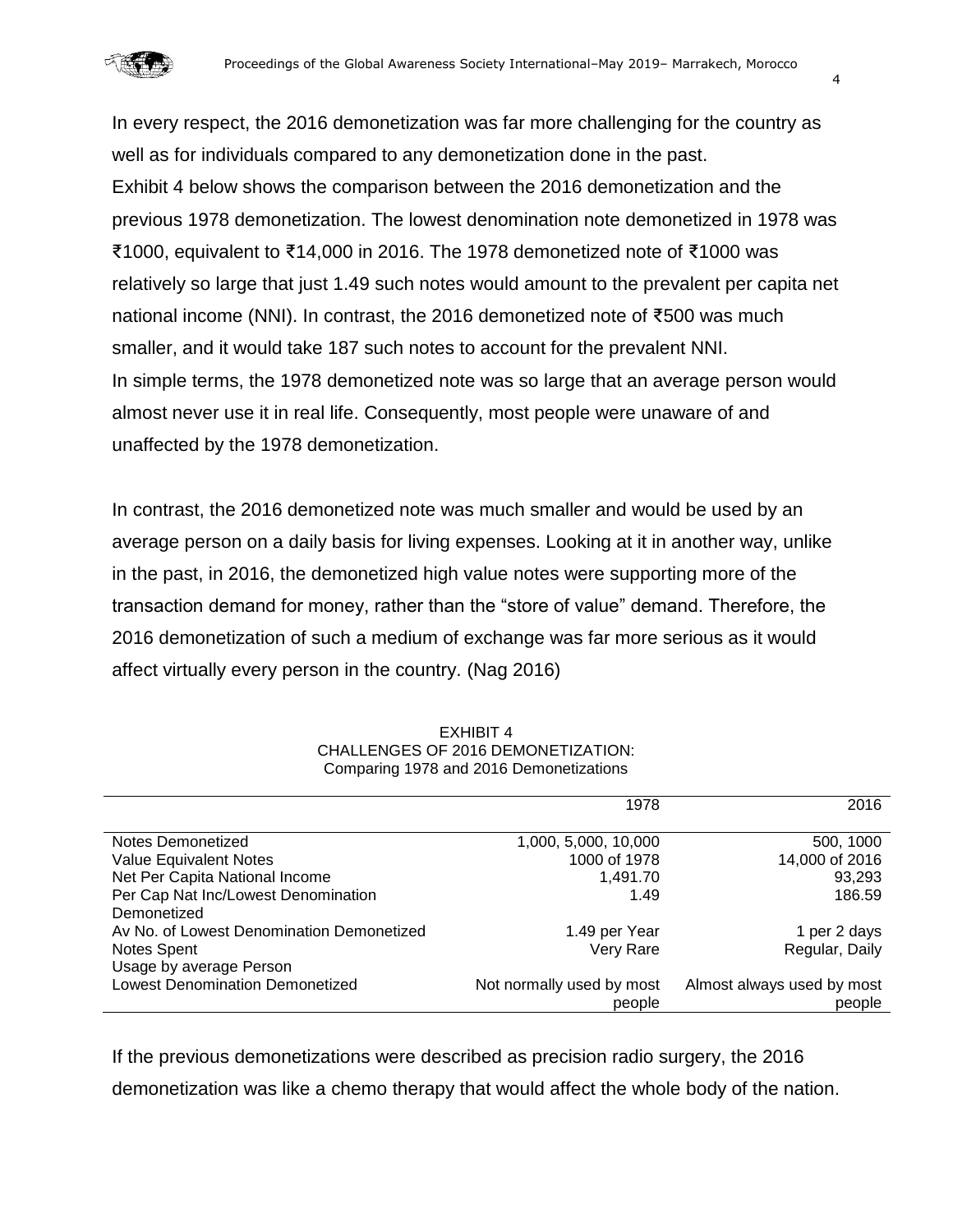In every respect, the 2016 demonetization was far more challenging for the country as well as for individuals compared to any demonetization done in the past.

Exhibit 4 below shows the comparison between the 2016 demonetization and the previous 1978 demonetization. The lowest denomination note demonetized in 1978 was ₹1000, equivalent to ₹14,000 in 2016. The 1978 demonetized note of ₹1000 was relatively so large that just 1.49 such notes would amount to the prevalent per capita net national income (NNI). In contrast, the 2016 demonetized note of ₹500 was much smaller, and it would take 187 such notes to account for the prevalent NNI.

In simple terms, the 1978 demonetized note was so large that an average person would almost never use it in real life. Consequently, most people were unaware of and unaffected by the 1978 demonetization.

In contrast, the 2016 demonetized note was much smaller and would be used by an average person on a daily basis for living expenses. Looking at it in another way, unlike in the past, in 2016, the demonetized high value notes were supporting more of the transaction demand for money, rather than the "store of value" demand. Therefore, the 2016 demonetization of such a medium of exchange was far more serious as it would affect virtually every person in the country. (Nag 2016)

EXHIBIT 4
CHALLENGES OF 2016 DEMONETIZATION:
Comparing 1978 and 2016 Demonetizations

| | 1978 | 2016 |
|---|---|---|
| Notes Demonetized | 1,000, 5,000, 10,000 | 500, 1000 |
| Value Equivalent Notes | 1000 of 1978 | 14,000 of 2016 |
| Net Per Capita National Income | 1,491.70 | 93,293 |
| Per Cap Nat Inc/Lowest Denomination Demonetized | 1.49 | 186.59 |
| Av No. of Lowest Denomination Demonetized Notes Spent | 1.49 per Year<br>Very Rare | 1 per 2 days<br>Regular, Daily |
| Usage by average Person Lowest Denomination Demonetized | Not normally used by most people | Almost always used by most people |

If the previous demonetizations were described as precision radio surgery, the 2016 demonetization was like a chemo therapy that would affect the whole body of the nation.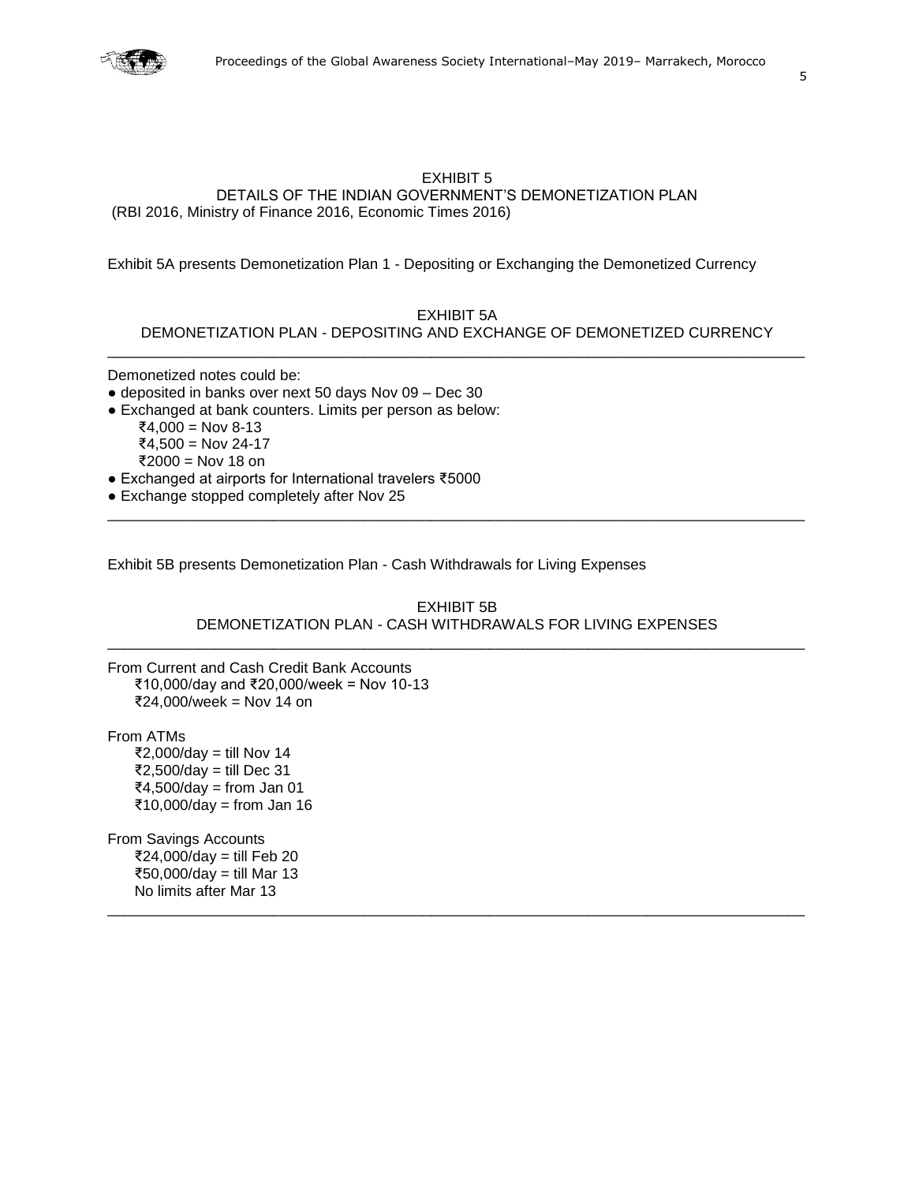EXHIBIT 5

DETAILS OF THE INDIAN GOVERNMENT'S DEMONETIZATION PLAN

(RBI 2016, Ministry of Finance 2016, Economic Times 2016)

Exhibit 5A presents Demonetization Plan 1 - Depositing or Exchanging the Demonetized Currency

EXHIBIT 5A

DEMONETIZATION PLAN - DEPOSITING AND EXCHANGE OF DEMONETIZED CURRENCY

---

Demonetized notes could be:

- deposited in banks over next 50 days Nov 09 – Dec 30
- Exchanged at bank counters. Limits per person as below:
  - ₹4,000 = Nov 8-13
  - ₹4,500 = Nov 24-17
  - ₹2000 = Nov 18 on
- Exchanged at airports for International travelers ₹5000
- Exchange stopped completely after Nov 25

---

Exhibit 5B presents Demonetization Plan - Cash Withdrawals for Living Expenses

EXHIBIT 5B

DEMONETIZATION PLAN - CASH WITHDRAWALS FOR LIVING EXPENSES

---

From Current and Cash Credit Bank Accounts

- ₹10,000/day and ₹20,000/week = Nov 10-13
- ₹24,000/week = Nov 14 on

From ATMs

- ₹2,000/day = till Nov 14
- ₹2,500/day = till Dec 31
- ₹4,500/day = from Jan 01
- ₹10,000/day = from Jan 16

From Savings Accounts

- ₹24,000/day = till Feb 20
- ₹50,000/day = till Mar 13
- No limits after Mar 13

---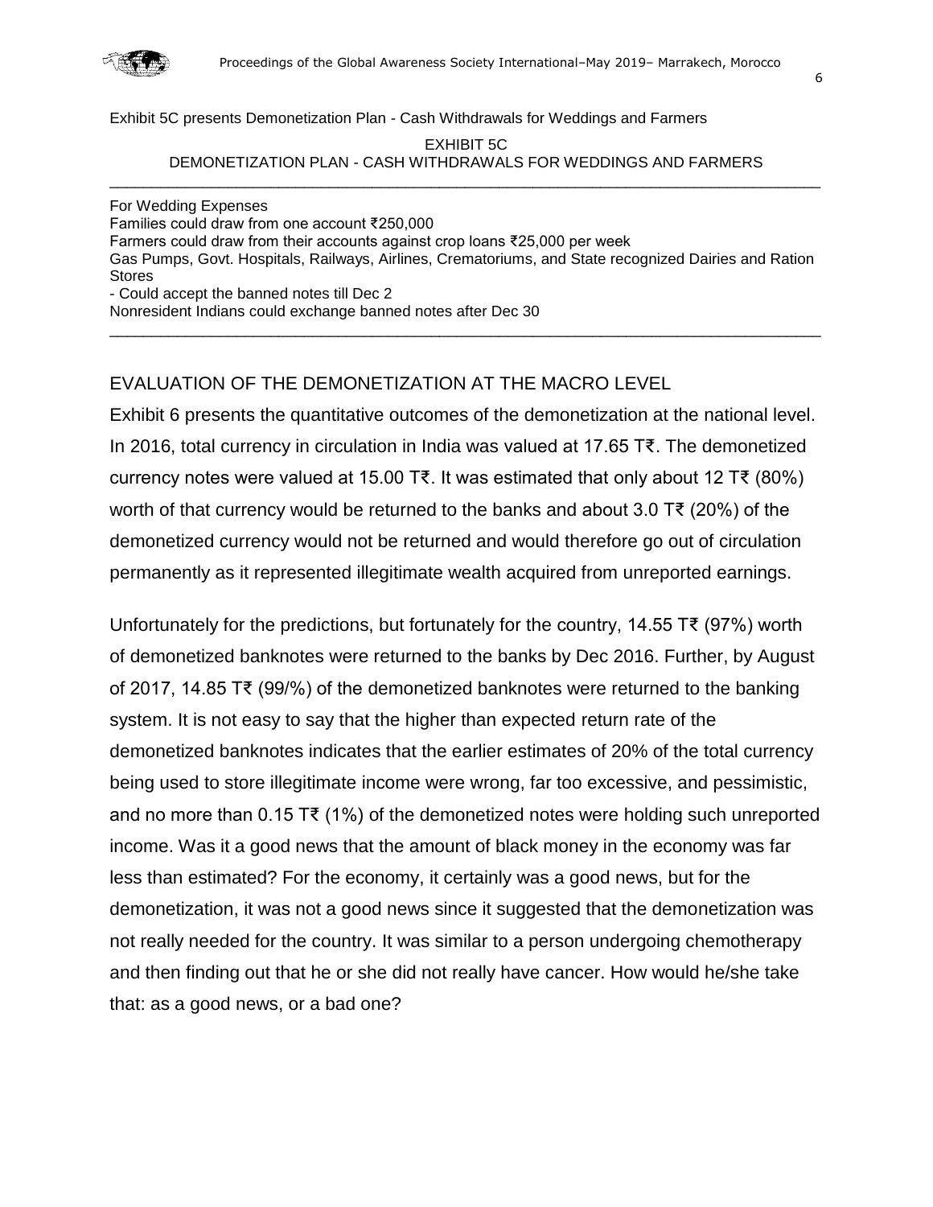Exhibit 5C presents Demonetization Plan - Cash Withdrawals for Weddings and Farmers

EXHIBIT 5C
DEMONETIZATION PLAN - CASH WITHDRAWALS FOR WEDDINGS AND FARMERS

---

For Wedding Expenses
Families could draw from one account ₹250,000
Farmers could draw from their accounts against crop loans ₹25,000 per week
Gas Pumps, Govt. Hospitals, Railways, Airlines, Crematoriums, and State recognized Dairies and Ration Stores
- Could accept the banned notes till Dec 2
Nonresident Indians could exchange banned notes after Dec 30

---

## EVALUATION OF THE DEMONETIZATION AT THE MACRO LEVEL

Exhibit 6 presents the quantitative outcomes of the demonetization at the national level. In 2016, total currency in circulation in India was valued at 17.65 T₹. The demonetized currency notes were valued at 15.00 T₹. It was estimated that only about 12 T₹ (80%) worth of that currency would be returned to the banks and about 3.0 T₹ (20%) of the demonetized currency would not be returned and would therefore go out of circulation permanently as it represented illegitimate wealth acquired from unreported earnings.

Unfortunately for the predictions, but fortunately for the country, 14.55 T₹ (97%) worth of demonetized banknotes were returned to the banks by Dec 2016. Further, by August of 2017, 14.85 T₹ (99/%) of the demonetized banknotes were returned to the banking system. It is not easy to say that the higher than expected return rate of the demonetized banknotes indicates that the earlier estimates of 20% of the total currency being used to store illegitimate income were wrong, far too excessive, and pessimistic, and no more than 0.15 T₹ (1%) of the demonetized notes were holding such unreported income. Was it a good news that the amount of black money in the economy was far less than estimated? For the economy, it certainly was a good news, but for the demonetization, it was not a good news since it suggested that the demonetization was not really needed for the country. It was similar to a person undergoing chemotherapy and then finding out that he or she did not really have cancer. How would he/she take that: as a good news, or a bad one?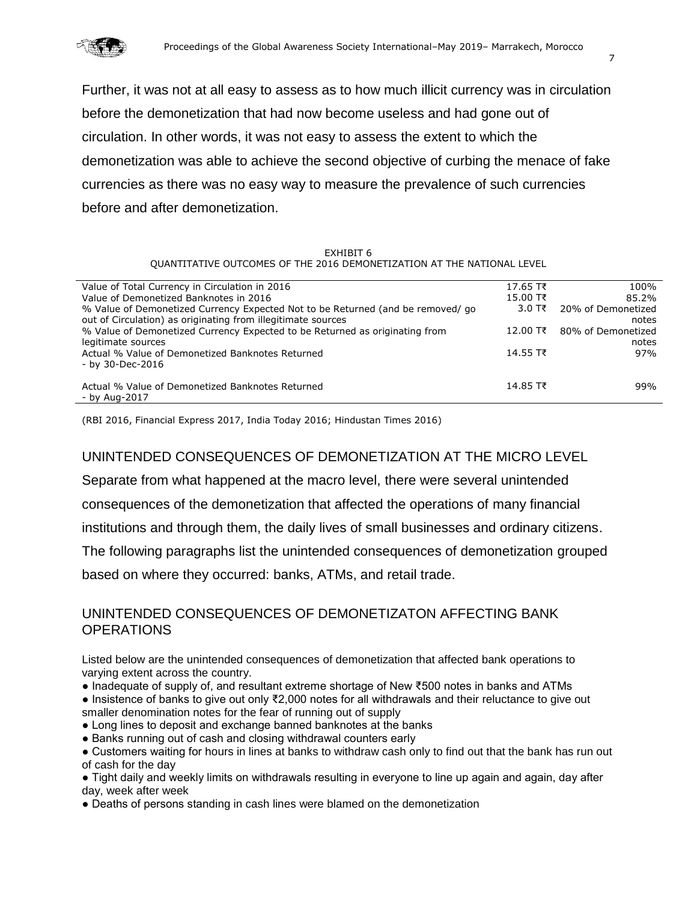Further, it was not at all easy to assess as to how much illicit currency was in circulation before the demonetization that had now become useless and had gone out of circulation. In other words, it was not easy to assess the extent to which the demonetization was able to achieve the second objective of curbing the menace of fake currencies as there was no easy way to measure the prevalence of such currencies before and after demonetization.

EXHIBIT 6
QUANTITATIVE OUTCOMES OF THE 2016 DEMONETIZATION AT THE NATIONAL LEVEL

| | | |
|---|---|---|
| Value of Total Currency in Circulation in 2016 | 17.65 T₹ | 100% |
| Value of Demonetized Banknotes in 2016 | 15.00 T₹ | 85.2% |
| % Value of Demonetized Currency Expected Not to be Returned (and be removed/ go out of Circulation) as originating from illegitimate sources | 3.0 T₹ | 20% of Demonetized notes |
| % Value of Demonetized Currency Expected to be Returned as originating from legitimate sources | 12.00 T₹ | 80% of Demonetized notes |
| Actual % Value of Demonetized Banknotes Returned - by 30-Dec-2016 | 14.55 T₹ | 97% |
| Actual % Value of Demonetized Banknotes Returned - by Aug-2017 | 14.85 T₹ | 99% |

(RBI 2016, Financial Express 2017, India Today 2016; Hindustan Times 2016)

## UNINTENDED CONSEQUENCES OF DEMONETIZATION AT THE MICRO LEVEL

Separate from what happened at the macro level, there were several unintended consequences of the demonetization that affected the operations of many financial institutions and through them, the daily lives of small businesses and ordinary citizens. The following paragraphs list the unintended consequences of demonetization grouped based on where they occurred: banks, ATMs, and retail trade.

## UNINTENDED CONSEQUENCES OF DEMONETIZATON AFFECTING BANK OPERATIONS

Listed below are the unintended consequences of demonetization that affected bank operations to varying extent across the country.

- Inadequate of supply of, and resultant extreme shortage of New ₹500 notes in banks and ATMs
- Insistence of banks to give out only ₹2,000 notes for all withdrawals and their reluctance to give out smaller denomination notes for the fear of running out of supply
- Long lines to deposit and exchange banned banknotes at the banks
- Banks running out of cash and closing withdrawal counters early
- Customers waiting for hours in lines at banks to withdraw cash only to find out that the bank has run out of cash for the day
- Tight daily and weekly limits on withdrawals resulting in everyone to line up again and again, day after day, week after week
- Deaths of persons standing in cash lines were blamed on the demonetization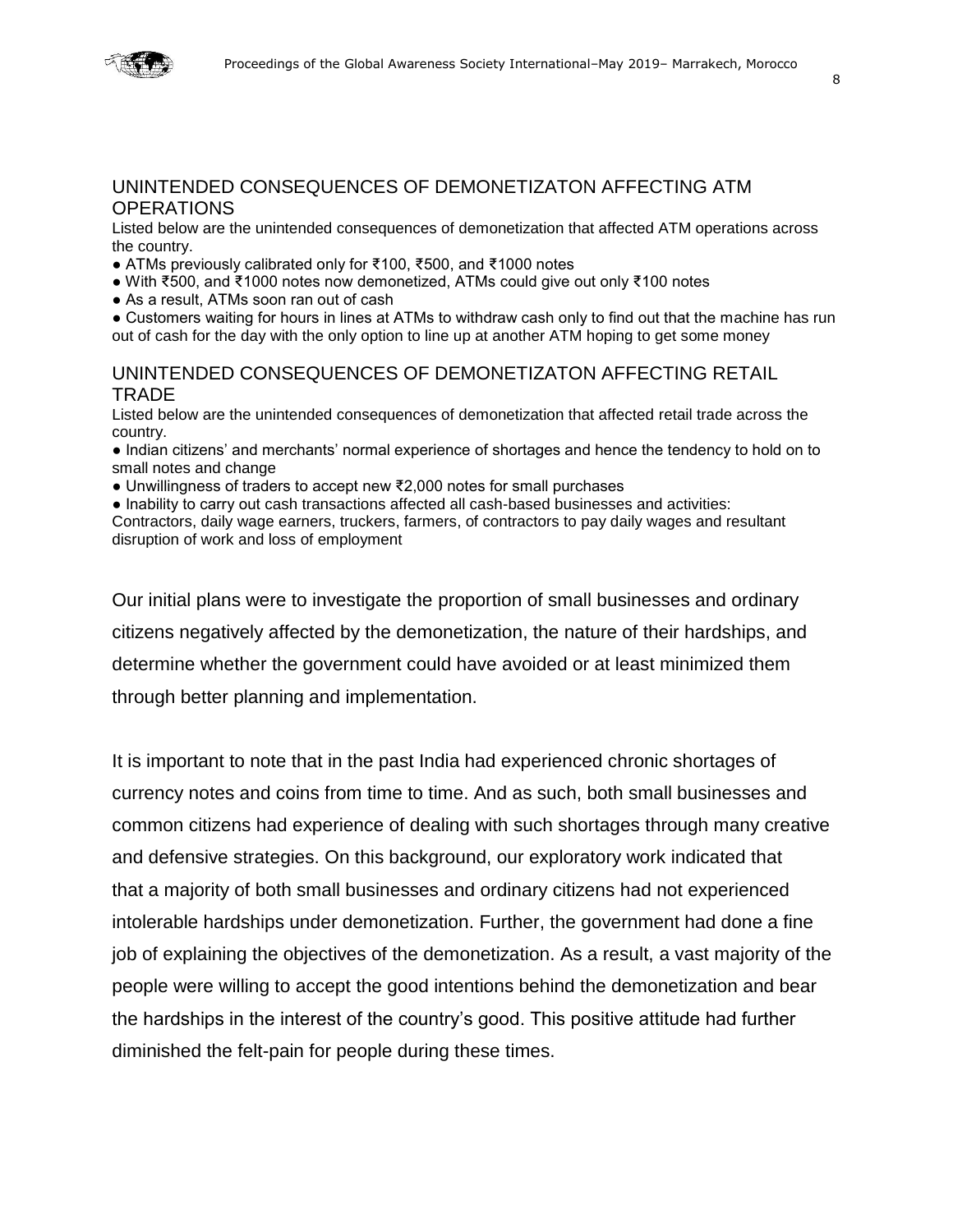## UNINTENDED CONSEQUENCES OF DEMONETIZATON AFFECTING ATM OPERATIONS

Listed below are the unintended consequences of demonetization that affected ATM operations across the country.

- ATMs previously calibrated only for ₹100, ₹500, and ₹1000 notes
- With ₹500, and ₹1000 notes now demonetized, ATMs could give out only ₹100 notes
- As a result, ATMs soon ran out of cash
- Customers waiting for hours in lines at ATMs to withdraw cash only to find out that the machine has run out of cash for the day with the only option to line up at another ATM hoping to get some money

## UNINTENDED CONSEQUENCES OF DEMONETIZATON AFFECTING RETAIL TRADE

Listed below are the unintended consequences of demonetization that affected retail trade across the country.

- Indian citizens' and merchants' normal experience of shortages and hence the tendency to hold on to small notes and change
- Unwillingness of traders to accept new ₹2,000 notes for small purchases
- Inability to carry out cash transactions affected all cash-based businesses and activities: Contractors, daily wage earners, truckers, farmers, of contractors to pay daily wages and resultant disruption of work and loss of employment

Our initial plans were to investigate the proportion of small businesses and ordinary citizens negatively affected by the demonetization, the nature of their hardships, and determine whether the government could have avoided or at least minimized them through better planning and implementation.

It is important to note that in the past India had experienced chronic shortages of currency notes and coins from time to time. And as such, both small businesses and common citizens had experience of dealing with such shortages through many creative and defensive strategies. On this background, our exploratory work indicated that that a majority of both small businesses and ordinary citizens had not experienced intolerable hardships under demonetization. Further, the government had done a fine job of explaining the objectives of the demonetization. As a result, a vast majority of the people were willing to accept the good intentions behind the demonetization and bear the hardships in the interest of the country's good. This positive attitude had further diminished the felt-pain for people during these times.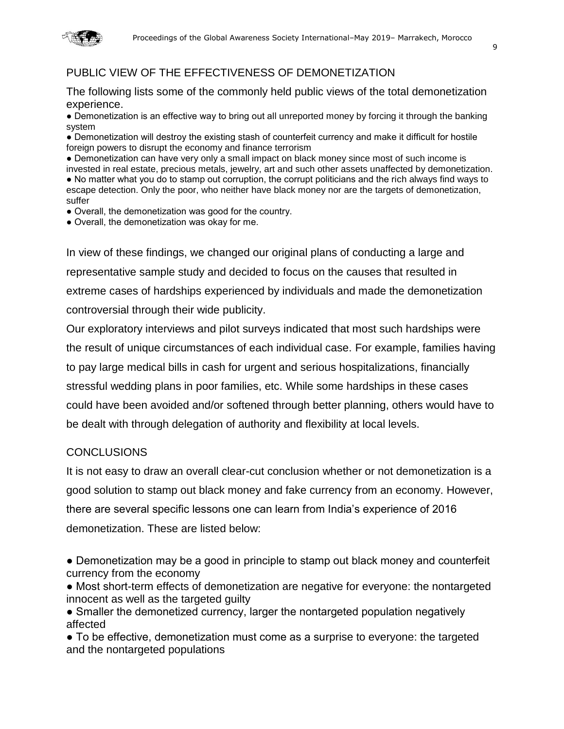## PUBLIC VIEW OF THE EFFECTIVENESS OF DEMONETIZATION

The following lists some of the commonly held public views of the total demonetization experience.

- Demonetization is an effective way to bring out all unreported money by forcing it through the banking system
- Demonetization will destroy the existing stash of counterfeit currency and make it difficult for hostile foreign powers to disrupt the economy and finance terrorism
- Demonetization can have very only a small impact on black money since most of such income is invested in real estate, precious metals, jewelry, art and such other assets unaffected by demonetization.
- No matter what you do to stamp out corruption, the corrupt politicians and the rich always find ways to escape detection. Only the poor, who neither have black money nor are the targets of demonetization, suffer
- Overall, the demonetization was good for the country.
- Overall, the demonetization was okay for me.

In view of these findings, we changed our original plans of conducting a large and representative sample study and decided to focus on the causes that resulted in extreme cases of hardships experienced by individuals and made the demonetization controversial through their wide publicity.

Our exploratory interviews and pilot surveys indicated that most such hardships were the result of unique circumstances of each individual case. For example, families having to pay large medical bills in cash for urgent and serious hospitalizations, financially stressful wedding plans in poor families, etc. While some hardships in these cases could have been avoided and/or softened through better planning, others would have to be dealt with through delegation of authority and flexibility at local levels.

## CONCLUSIONS

It is not easy to draw an overall clear-cut conclusion whether or not demonetization is a good solution to stamp out black money and fake currency from an economy. However, there are several specific lessons one can learn from India's experience of 2016 demonetization. These are listed below:

- Demonetization may be a good in principle to stamp out black money and counterfeit currency from the economy
- Most short-term effects of demonetization are negative for everyone: the nontargeted innocent as well as the targeted guilty
- Smaller the demonetized currency, larger the nontargeted population negatively affected
- To be effective, demonetization must come as a surprise to everyone: the targeted and the nontargeted populations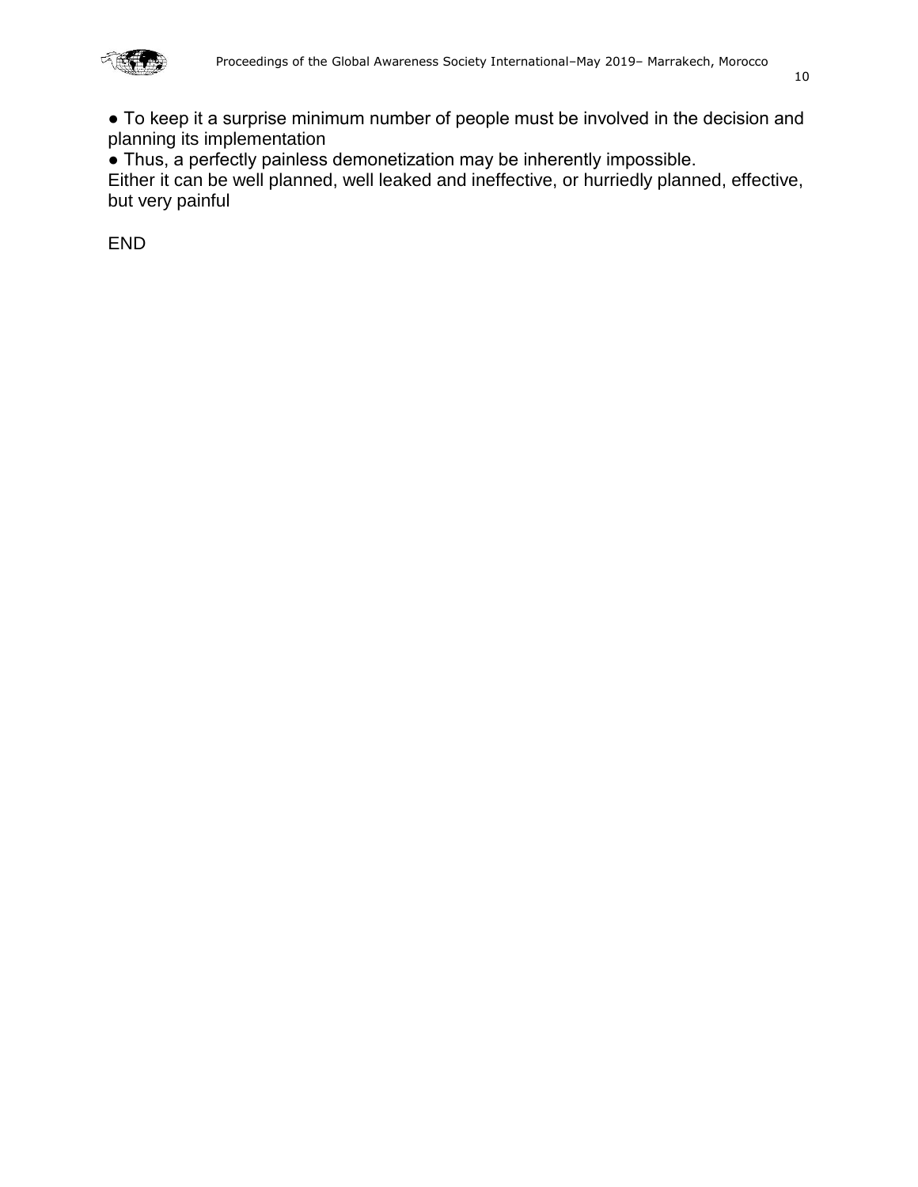- To keep it a surprise minimum number of people must be involved in the decision and planning its implementation
- Thus, a perfectly painless demonetization may be inherently impossible.

Either it can be well planned, well leaked and ineffective, or hurriedly planned, effective, but very painful

END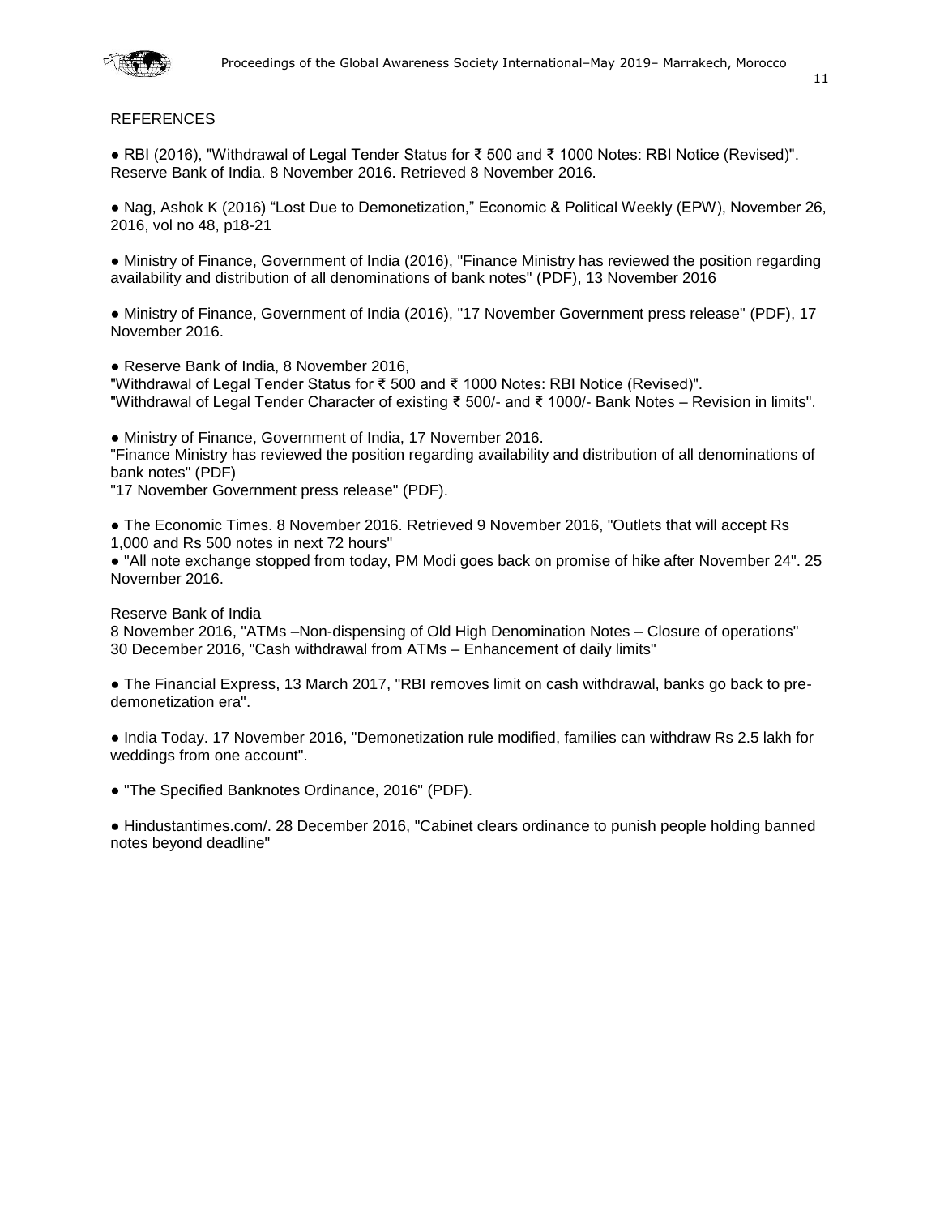## REFERENCES

● RBI (2016), "Withdrawal of Legal Tender Status for ₹ 500 and ₹ 1000 Notes: RBI Notice (Revised)". Reserve Bank of India. 8 November 2016. Retrieved 8 November 2016.

● Nag, Ashok K (2016) "Lost Due to Demonetization," Economic & Political Weekly (EPW), November 26, 2016, vol no 48, p18-21

● Ministry of Finance, Government of India (2016), "Finance Ministry has reviewed the position regarding availability and distribution of all denominations of bank notes" (PDF), 13 November 2016

● Ministry of Finance, Government of India (2016), "17 November Government press release" (PDF), 17 November 2016.

● Reserve Bank of India, 8 November 2016,
"Withdrawal of Legal Tender Status for ₹ 500 and ₹ 1000 Notes: RBI Notice (Revised)".
"Withdrawal of Legal Tender Character of existing ₹ 500/- and ₹ 1000/- Bank Notes – Revision in limits".

● Ministry of Finance, Government of India, 17 November 2016.
"Finance Ministry has reviewed the position regarding availability and distribution of all denominations of bank notes" (PDF)
"17 November Government press release" (PDF).

● The Economic Times. 8 November 2016. Retrieved 9 November 2016, "Outlets that will accept Rs 1,000 and Rs 500 notes in next 72 hours"
● "All note exchange stopped from today, PM Modi goes back on promise of hike after November 24". 25 November 2016.

Reserve Bank of India
8 November 2016, "ATMs –Non-dispensing of Old High Denomination Notes – Closure of operations"
30 December 2016, "Cash withdrawal from ATMs – Enhancement of daily limits"

● The Financial Express, 13 March 2017, "RBI removes limit on cash withdrawal, banks go back to pre-demonetization era".

● India Today. 17 November 2016, "Demonetization rule modified, families can withdraw Rs 2.5 lakh for weddings from one account".

● "The Specified Banknotes Ordinance, 2016" (PDF).

● Hindustantimes.com/. 28 December 2016, "Cabinet clears ordinance to punish people holding banned notes beyond deadline"